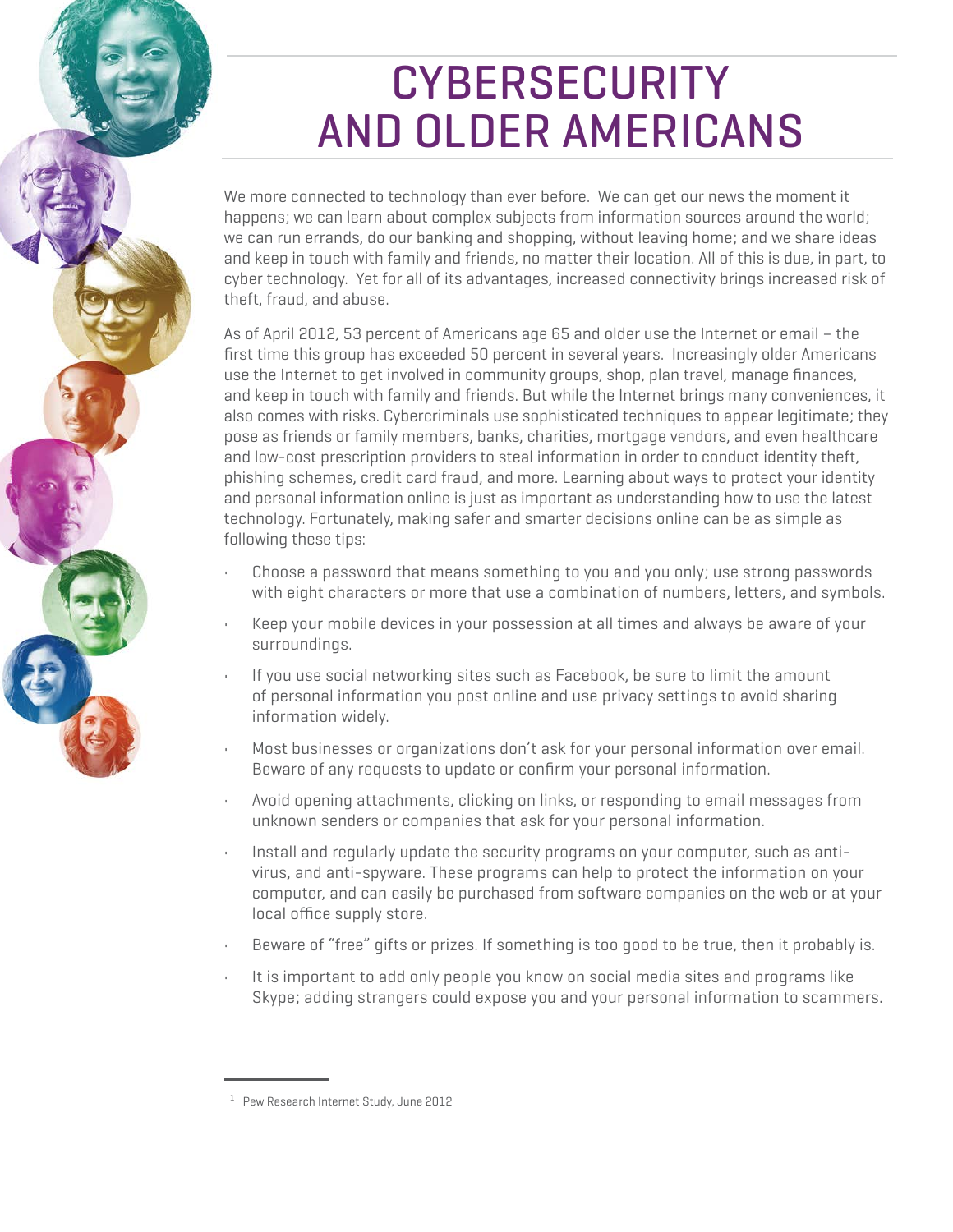# CYBERSECURITY AND OLDER AMERICANS

We more connected to technology than ever before. We can get our news the moment it happens; we can learn about complex subjects from information sources around the world; we can run errands, do our banking and shopping, without leaving home; and we share ideas and keep in touch with family and friends, no matter their location. All of this is due, in part, to cyber technology. Yet for all of its advantages, increased connectivity brings increased risk of theft, fraud, and abuse.

As of April 2012, 53 percent of Americans age 65 and older use the Internet or email – the first time this group has exceeded 50 percent in several years. Increasingly older Americans use the Internet to get involved in community groups, shop, plan travel, manage finances, and keep in touch with family and friends. But while the Internet brings many conveniences, it also comes with risks. Cybercriminals use sophisticated techniques to appear legitimate; they pose as friends or family members, banks, charities, mortgage vendors, and even healthcare and low-cost prescription providers to steal information in order to conduct identity theft, phishing schemes, credit card fraud, and more. Learning about ways to protect your identity and personal information online is just as important as understanding how to use the latest technology. Fortunately, making safer and smarter decisions online can be as simple as following these tips:

- Choose a password that means something to you and you only; use strong passwords with eight characters or more that use a combination of numbers, letters, and symbols.
- Keep your mobile devices in your possession at all times and always be aware of your surroundings.
- If you use social networking sites such as Facebook, be sure to limit the amount of personal information you post online and use privacy settings to avoid sharing information widely.
- Most businesses or organizations don't ask for your personal information over email. Beware of any requests to update or confirm your personal information.
- Avoid opening attachments, clicking on links, or responding to email messages from unknown senders or companies that ask for your personal information.
- Install and regularly update the security programs on your computer, such as anti-virus, and anti-spyware. These programs can help to protect the information on your computer, and can easily be purchased from software companies on the web or at your local office supply store.
- Beware of "free" gifts or prizes. If something is too good to be true, then it probably is.
- It is important to add only people you know on social media sites and programs like Skype; adding strangers could expose you and your personal information to scammers.

---

[1] Pew Research Internet Study, June 2012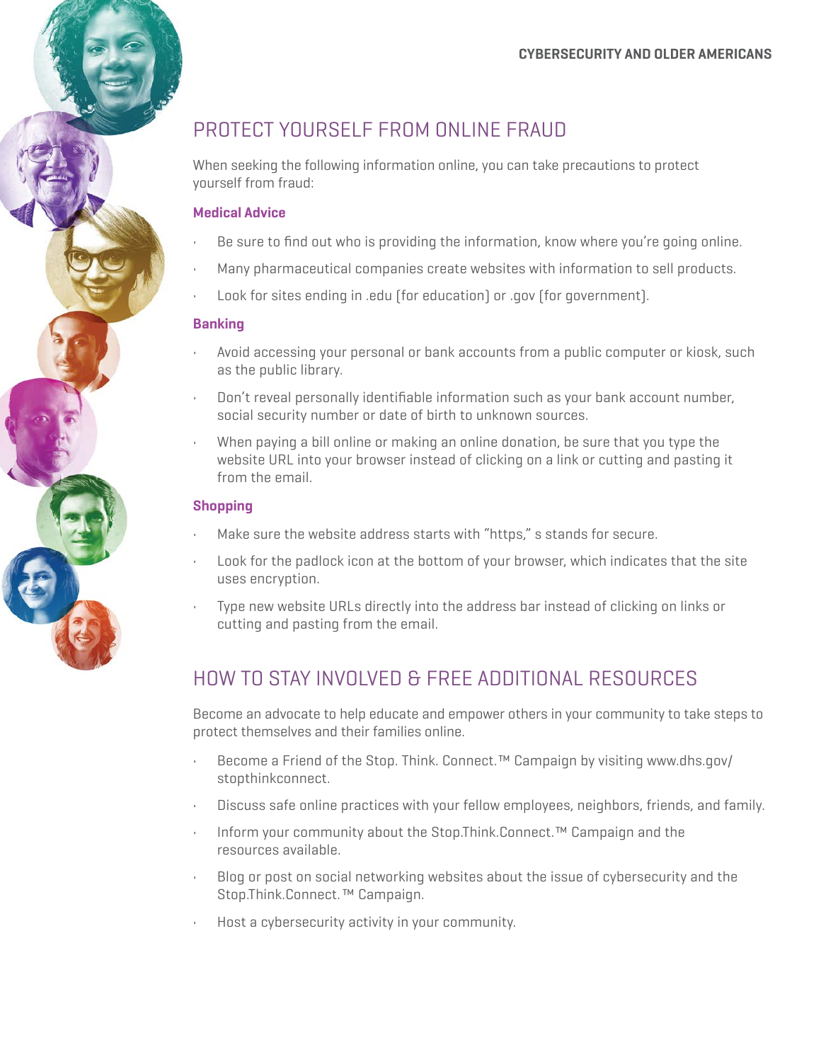## PROTECT YOURSELF FROM ONLINE FRAUD

When seeking the following information online, you can take precautions to protect yourself from fraud:

### Medical Advice

- Be sure to find out who is providing the information, know where you're going online.
- Many pharmaceutical companies create websites with information to sell products.
- Look for sites ending in .edu (for education) or .gov (for government).

### Banking

- Avoid accessing your personal or bank accounts from a public computer or kiosk, such as the public library.
- Don't reveal personally identifiable information such as your bank account number, social security number or date of birth to unknown sources.
- When paying a bill online or making an online donation, be sure that you type the website URL into your browser instead of clicking on a link or cutting and pasting it from the email.

### Shopping

- Make sure the website address starts with "https," s stands for secure.
- Look for the padlock icon at the bottom of your browser, which indicates that the site uses encryption.
- Type new website URLs directly into the address bar instead of clicking on links or cutting and pasting from the email.

## HOW TO STAY INVOLVED & FREE ADDITIONAL RESOURCES

Become an advocate to help educate and empower others in your community to take steps to protect themselves and their families online.

- Become a Friend of the Stop. Think. Connect.™ Campaign by visiting www.dhs.gov/stopthinkconnect.
- Discuss safe online practices with your fellow employees, neighbors, friends, and family.
- Inform your community about the Stop.Think.Connect.™ Campaign and the resources available.
- Blog or post on social networking websites about the issue of cybersecurity and the Stop.Think.Connect.™ Campaign.
- Host a cybersecurity activity in your community.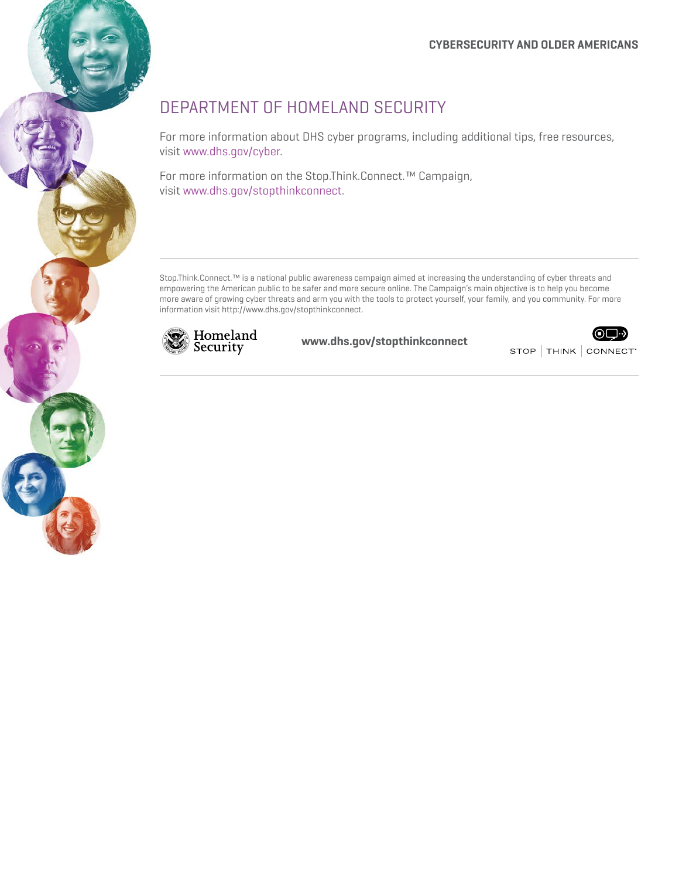## DEPARTMENT OF HOMELAND SECURITY

For more information about DHS cyber programs, including additional tips, free resources, visit www.dhs.gov/cyber.

For more information on the Stop.Think.Connect.™ Campaign, visit www.dhs.gov/stopthinkconnect.

---

Stop.Think.Connect.™ is a national public awareness campaign aimed at increasing the understanding of cyber threats and empowering the American public to be safer and more secure online. The Campaign's main objective is to help you become more aware of growing cyber threats and arm you with the tools to protect yourself, your family, and you community. For more information visit http://www.dhs.gov/stopthinkconnect.

Homeland Security

**www.dhs.gov/stopthinkconnect**

STOP | THINK | CONNECT™